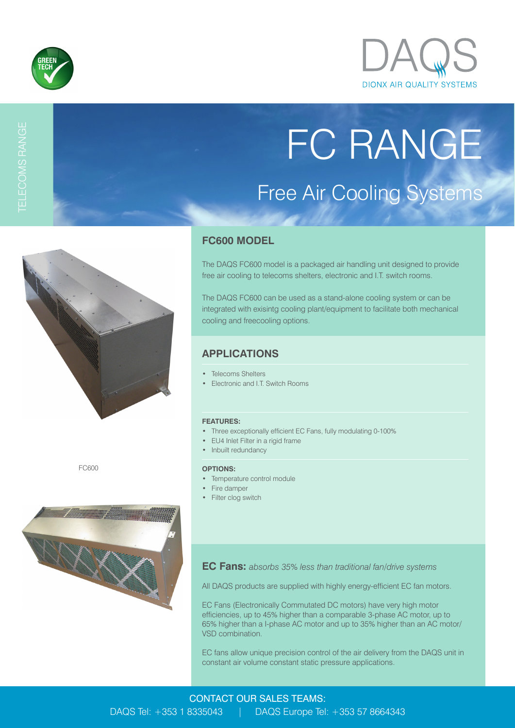GREEN TECH

DAQS
DIONX AIR QUALITY SYSTEMS

TELECOMS RANGE

# FC RANGE

## Free Air Cooling Systems

FC600

### FC600 MODEL

The DAQS FC600 model is a packaged air handling unit designed to provide free air cooling to telecoms shelters, electronic and I.T. switch rooms.

The DAQS FC600 can be used as a stand-alone cooling system or can be integrated with exisintg cooling plant/equipment to facilitate both mechanical cooling and freecooling options.

### APPLICATIONS

- Telecoms Shelters
- Electronic and I.T. Switch Rooms

**FEATURES:**

- Three exceptionally efficient EC Fans, fully modulating 0-100%
- EU4 Inlet Filter in a rigid frame
- Inbuilt redundancy

**OPTIONS:**

- Temperature control module
- Fire damper
- Filter clog switch

**EC Fans:** *absorbs 35% less than traditional fan/drive systems*

All DAQS products are supplied with highly energy-efficient EC fan motors.

EC Fans (Electronically Commutated DC motors) have very high motor efficiencies, up to 45% higher than a comparable 3-phase AC motor, up to 65% higher than a l-phase AC motor and up to 35% higher than an AC motor/VSD combination.

EC fans allow unique precision control of the air delivery from the DAQS unit in constant air volume constant static pressure applications.

CONTACT OUR SALES TEAMS:
DAQS Tel: +353 1 8335043 | DAQS Europe Tel: +353 57 8664343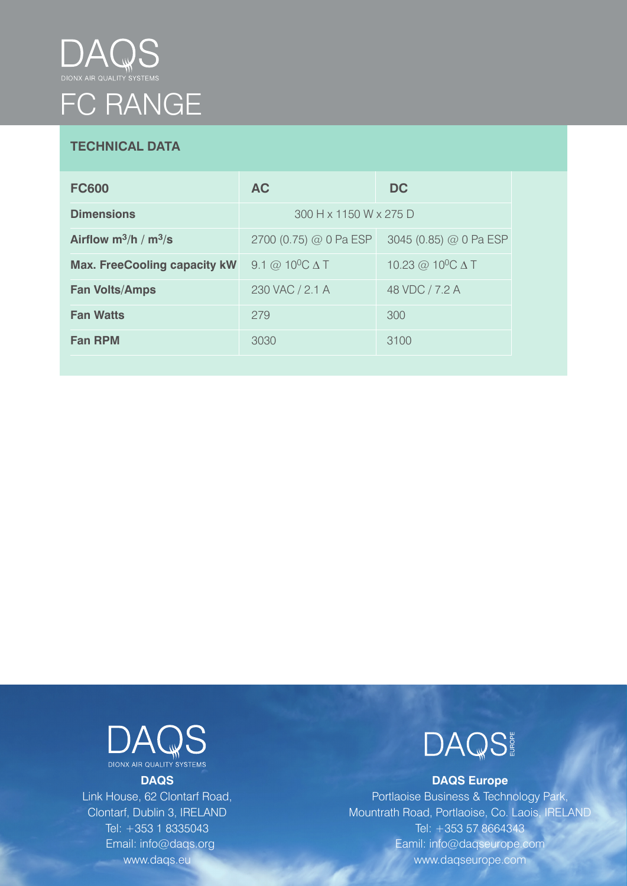# DAQS

DIONX AIR QUALITY SYSTEMS

# FC RANGE

## TECHNICAL DATA

| FC600 | AC | DC |
|---|---|---|
| Dimensions | 300 H x 1150 W x 275 D | |
| Airflow $m^3/h$ / $m^3/s$ | 2700 (0.75) @ 0 Pa ESP | 3045 (0.85) @ 0 Pa ESP |
| Max. FreeCooling capacity kW | 9.1 @ $10^0C \Delta T$ | 10.23 @ $10^0C \Delta T$ |
| Fan Volts/Amps | 230 VAC / 2.1 A | 48 VDC / 7.2 A |
| Fan Watts | 279 | 300 |
| Fan RPM | 3030 | 3100 |

DAQS

DIONX AIR QUALITY SYSTEMS

**DAQS**
Link House, 62 Clontarf Road,
Clontarf, Dublin 3, IRELAND
Tel: +353 1 8335043
Email: info@daqs.org
www.daqs.eu

DAQS EUROPE

**DAQS Europe**
Portlaoise Business & Technology Park,
Mountrath Road, Portlaoise, Co. Laois, IRELAND
Tel: +353 57 8664343
Eamil: info@daqseurope.com
www.daqseurope.com